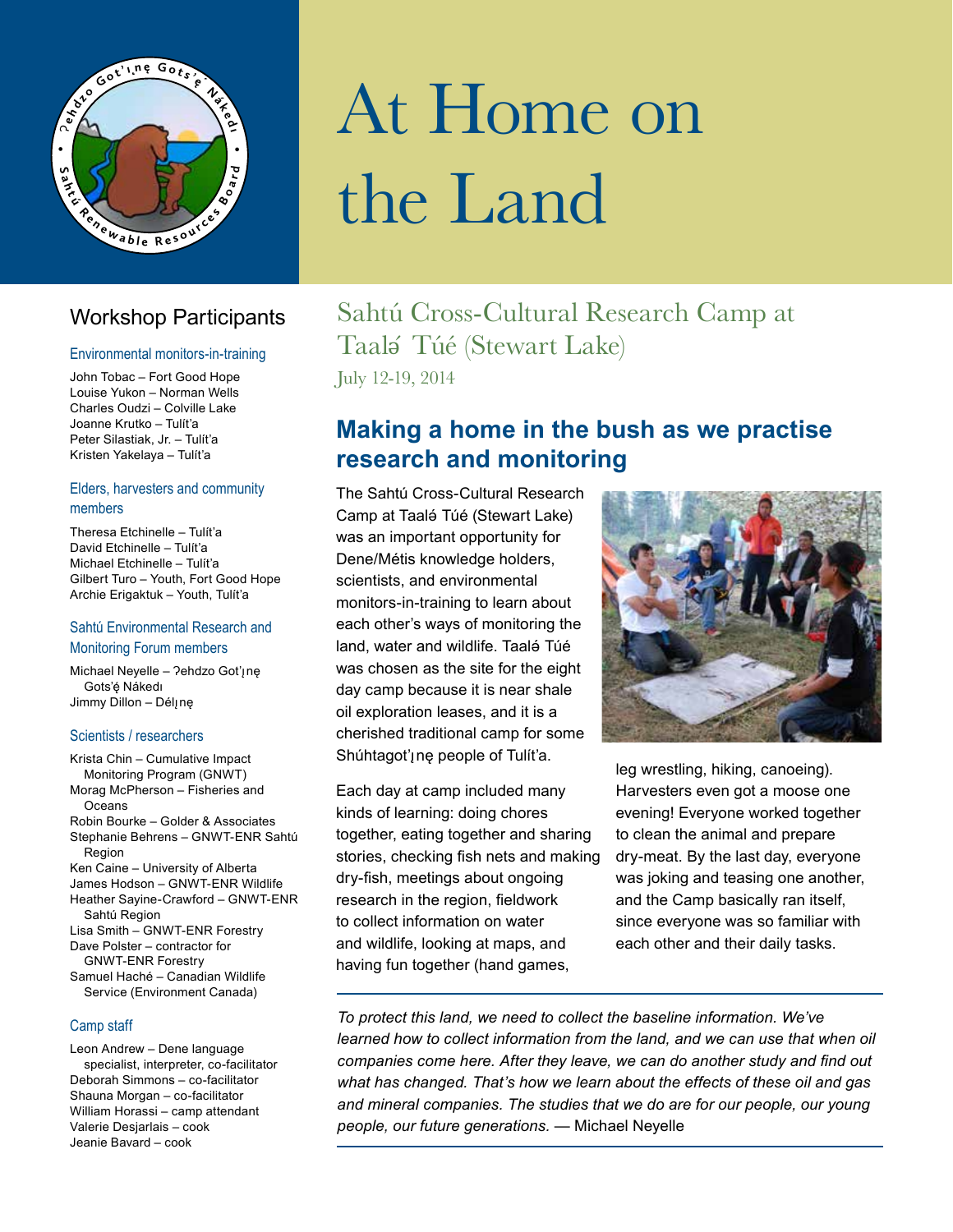# At Home on the Land

## Sahtú Cross-Cultural Research Camp at Taalǝ́ Túé (Stewart Lake)

July 12-19, 2014

## Workshop Participants

### Environmental monitors-in-training

John Tobac – Fort Good Hope
Louise Yukon – Norman Wells
Charles Oudzi – Colville Lake
Joanne Krutko – Tulít'a
Peter Silastiak, Jr. – Tulít'a
Kristen Yakelaya – Tulít'a

### Elders, harvesters and community members

Theresa Etchinelle – Tulít'a
David Etchinelle – Tulít'a
Michael Etchinelle – Tulít'a
Gilbert Turo – Youth, Fort Good Hope
Archie Erigaktuk – Youth, Tulít'a

### Sahtú Environmental Research and Monitoring Forum members

Michael Neyelle – ʔehdzo Got'ı̨nę Gots'ę́ Nákedı
Jimmy Dillon – Délı̨nę

### Scientists / researchers

Krista Chin – Cumulative Impact Monitoring Program (GNWT)
Morag McPherson – Fisheries and Oceans
Robin Bourke – Golder & Associates
Stephanie Behrens – GNWT-ENR Sahtú Region
Ken Caine – University of Alberta
James Hodson – GNWT-ENR Wildlife
Heather Sayine-Crawford – GNWT-ENR Sahtú Region
Lisa Smith – GNWT-ENR Forestry
Dave Polster – contractor for GNWT-ENR Forestry
Samuel Haché – Canadian Wildlife Service (Environment Canada)

### Camp staff

Leon Andrew – Dene language specialist, interpreter, co-facilitator
Deborah Simmons – co-facilitator
Shauna Morgan – co-facilitator
William Horassi – camp attendant
Valerie Desjarlais – cook
Jeanie Bavard – cook

## Making a home in the bush as we practise research and monitoring

The Sahtú Cross-Cultural Research Camp at Taalǝ́ Túé (Stewart Lake) was an important opportunity for Dene/Métis knowledge holders, scientists, and environmental monitors-in-training to learn about each other's ways of monitoring the land, water and wildlife. Taalǝ́ Túé was chosen as the site for the eight day camp because it is near shale oil exploration leases, and it is a cherished traditional camp for some Shúhtagot'ı̨nę people of Tulít'a.

Each day at camp included many kinds of learning: doing chores together, eating together and sharing stories, checking fish nets and making dry-fish, meetings about ongoing research in the region, fieldwork to collect information on water and wildlife, looking at maps, and having fun together (hand games, leg wrestling, hiking, canoeing). Harvesters even got a moose one evening! Everyone worked together to clean the animal and prepare dry-meat. By the last day, everyone was joking and teasing one another, and the Camp basically ran itself, since everyone was so familiar with each other and their daily tasks.

*To protect this land, we need to collect the baseline information. We've learned how to collect information from the land, and we can use that when oil companies come here. After they leave, we can do another study and find out what has changed. That's how we learn about the effects of these oil and gas and mineral companies. The studies that we do are for our people, our young people, our future generations.* — Michael Neyelle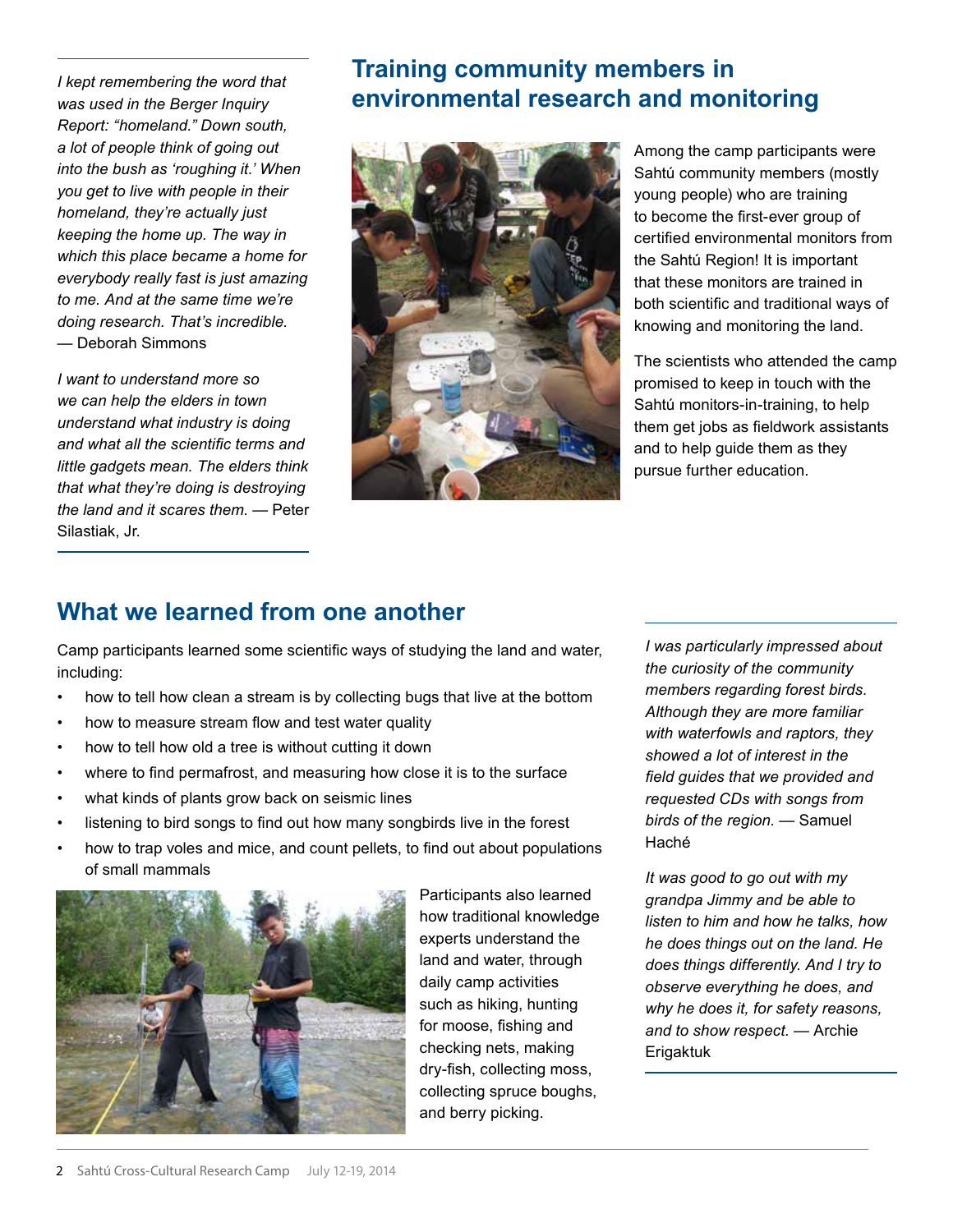*I kept remembering the word that was used in the Berger Inquiry Report: "homeland." Down south, a lot of people think of going out into the bush as 'roughing it.' When you get to live with people in their homeland, they're actually just keeping the home up. The way in which this place became a home for everybody really fast is just amazing to me. And at the same time we're doing research. That's incredible.* — Deborah Simmons

*I want to understand more so we can help the elders in town understand what industry is doing and what all the scientific terms and little gadgets mean. The elders think that what they're doing is destroying the land and it scares them.* — Peter Silastiak, Jr.

## Training community members in environmental research and monitoring

Among the camp participants were Sahtú community members (mostly young people) who are training to become the first-ever group of certified environmental monitors from the Sahtú Region! It is important that these monitors are trained in both scientific and traditional ways of knowing and monitoring the land.

The scientists who attended the camp promised to keep in touch with the Sahtú monitors-in-training, to help them get jobs as fieldwork assistants and to help guide them as they pursue further education.

## What we learned from one another

Camp participants learned some scientific ways of studying the land and water, including:

- how to tell how clean a stream is by collecting bugs that live at the bottom
- how to measure stream flow and test water quality
- how to tell how old a tree is without cutting it down
- where to find permafrost, and measuring how close it is to the surface
- what kinds of plants grow back on seismic lines
- listening to bird songs to find out how many songbirds live in the forest
- how to trap voles and mice, and count pellets, to find out about populations of small mammals

Participants also learned how traditional knowledge experts understand the land and water, through daily camp activities such as hiking, hunting for moose, fishing and checking nets, making dry-fish, collecting moss, collecting spruce boughs, and berry picking.

*I was particularly impressed about the curiosity of the community members regarding forest birds. Although they are more familiar with waterfowls and raptors, they showed a lot of interest in the field guides that we provided and requested CDs with songs from birds of the region.* — Samuel Haché

*It was good to go out with my grandpa Jimmy and be able to listen to him and how he talks, how he does things out on the land. He does things differently. And I try to observe everything he does, and why he does it, for safety reasons, and to show respect.* — Archie Erigaktuk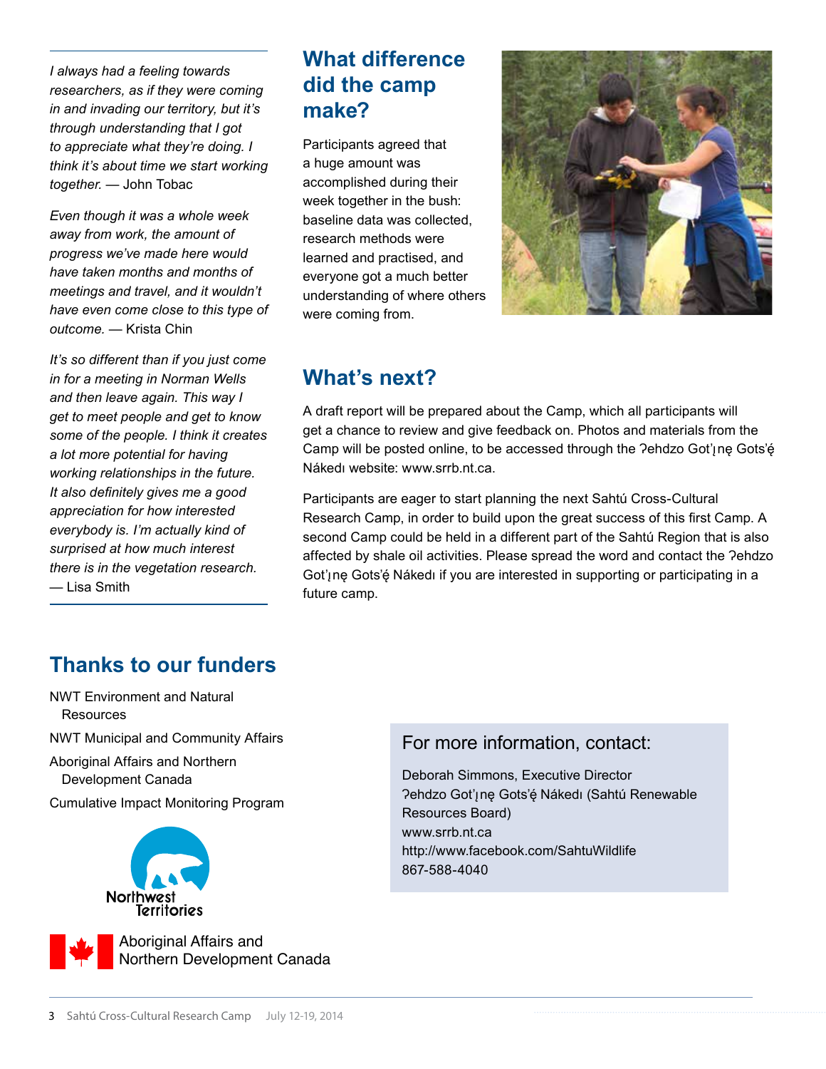*I always had a feeling towards researchers, as if they were coming in and invading our territory, but it's through understanding that I got to appreciate what they're doing. I think it's about time we start working together.* — John Tobac

*Even though it was a whole week away from work, the amount of progress we've made here would have taken months and months of meetings and travel, and it wouldn't have even come close to this type of outcome.* — Krista Chin

*It's so different than if you just come in for a meeting in Norman Wells and then leave again. This way I get to meet people and get to know some of the people. I think it creates a lot more potential for having working relationships in the future. It also definitely gives me a good appreciation for how interested everybody is. I'm actually kind of surprised at how much interest there is in the vegetation research.* — Lisa Smith

## What difference did the camp make?

Participants agreed that a huge amount was accomplished during their week together in the bush: baseline data was collected, research methods were learned and practised, and everyone got a much better understanding of where others were coming from.

## What's next?

A draft report will be prepared about the Camp, which all participants will get a chance to review and give feedback on. Photos and materials from the Camp will be posted online, to be accessed through the ʔehdzo Got'ı̨nę Gots'ę́ Nákedı website: www.srrb.nt.ca.

Participants are eager to start planning the next Sahtú Cross-Cultural Research Camp, in order to build upon the great success of this first Camp. A second Camp could be held in a different part of the Sahtú Region that is also affected by shale oil activities. Please spread the word and contact the ʔehdzo Got'ı̨nę Gots'ę́ Nákedı if you are interested in supporting or participating in a future camp.

## Thanks to our funders

NWT Environment and Natural Resources

NWT Municipal and Community Affairs

Aboriginal Affairs and Northern Development Canada

Cumulative Impact Monitoring Program

Northwest Territories

Aboriginal Affairs and Northern Development Canada

### For more information, contact:

Deborah Simmons, Executive Director
ʔehdzo Got'ı̨nę Gots'ę́ Nákedı (Sahtú Renewable Resources Board)
www.srrb.nt.ca
http://www.facebook.com/SahtuWildlife
867-588-4040